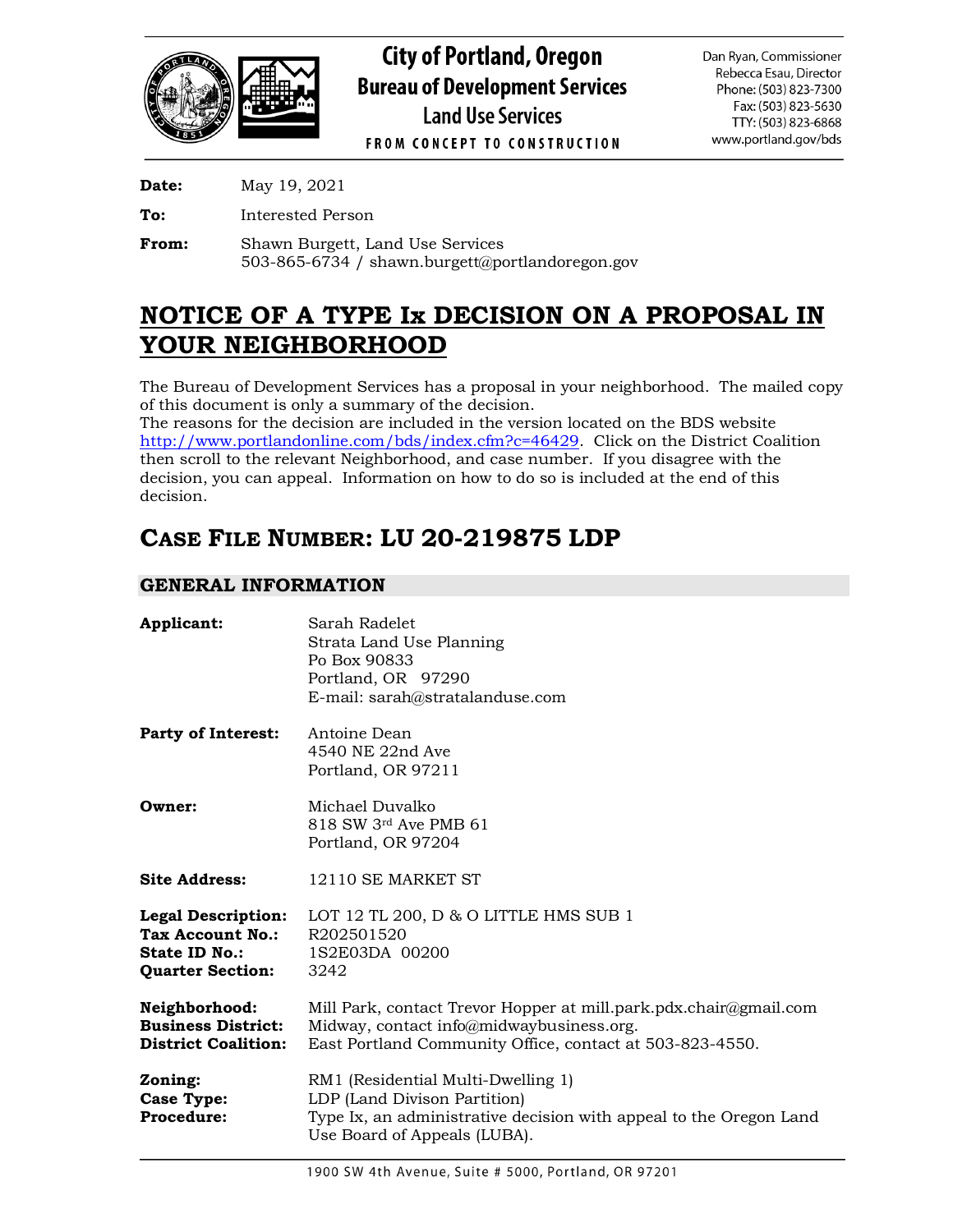# City of Portland, Oregon
## Bureau of Development Services
### Land Use Services

FROM CONCEPT TO CONSTRUCTION

Dan Ryan, Commissioner
Rebecca Esau, Director
Phone: (503) 823-7300
Fax: (503) 823-5630
TTY: (503) 823-6868
www.portland.gov/bds

**Date:** May 19, 2021

**To:** Interested Person

**From:** Shawn Burgett, Land Use Services
503-865-6734 / shawn.burgett@portlandoregon.gov

# NOTICE OF A TYPE Ix DECISION ON A PROPOSAL IN YOUR NEIGHBORHOOD

The Bureau of Development Services has a proposal in your neighborhood. The mailed copy of this document is only a summary of the decision.
The reasons for the decision are included in the version located on the BDS website http://www.portlandonline.com/bds/index.cfm?c=46429. Click on the District Coalition then scroll to the relevant Neighborhood, and case number. If you disagree with the decision, you can appeal. Information on how to do so is included at the end of this decision.

## CASE FILE NUMBER: LU 20-219875 LDP

### GENERAL INFORMATION

**Applicant:** Sarah Radelet
Strata Land Use Planning
Po Box 90833
Portland, OR 97290
E-mail: sarah@stratalanduse.com

**Party of Interest:** Antoine Dean
4540 NE 22nd Ave
Portland, OR 97211

**Owner:** Michael Duvalko
818 SW 3rd Ave PMB 61
Portland, OR 97204

**Site Address:** 12110 SE MARKET ST

**Legal Description:** LOT 12 TL 200, D & O LITTLE HMS SUB 1
**Tax Account No.:** R202501520
**State ID No.:** 1S2E03DA 00200
**Quarter Section:** 3242

**Neighborhood:** Mill Park, contact Trevor Hopper at mill.park.pdx.chair@gmail.com
**Business District:** Midway, contact info@midwaybusiness.org.
**District Coalition:** East Portland Community Office, contact at 503-823-4550.

**Zoning:** RM1 (Residential Multi-Dwelling 1)
**Case Type:** LDP (Land Divison Partition)
**Procedure:** Type Ix, an administrative decision with appeal to the Oregon Land Use Board of Appeals (LUBA).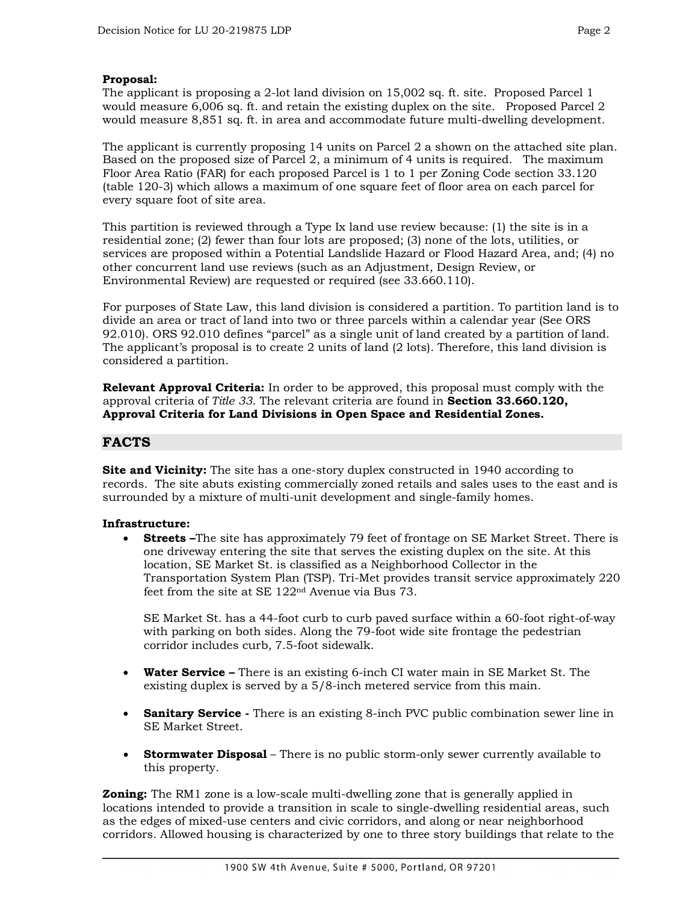**Proposal:**
The applicant is proposing a 2-lot land division on 15,002 sq. ft. site. Proposed Parcel 1 would measure 6,006 sq. ft. and retain the existing duplex on the site. Proposed Parcel 2 would measure 8,851 sq. ft. in area and accommodate future multi-dwelling development.

The applicant is currently proposing 14 units on Parcel 2 a shown on the attached site plan. Based on the proposed size of Parcel 2, a minimum of 4 units is required. The maximum Floor Area Ratio (FAR) for each proposed Parcel is 1 to 1 per Zoning Code section 33.120 (table 120-3) which allows a maximum of one square feet of floor area on each parcel for every square foot of site area.

This partition is reviewed through a Type Ix land use review because: (1) the site is in a residential zone; (2) fewer than four lots are proposed; (3) none of the lots, utilities, or services are proposed within a Potential Landslide Hazard or Flood Hazard Area, and; (4) no other concurrent land use reviews (such as an Adjustment, Design Review, or Environmental Review) are requested or required (see 33.660.110).

For purposes of State Law, this land division is considered a partition. To partition land is to divide an area or tract of land into two or three parcels within a calendar year (See ORS 92.010). ORS 92.010 defines "parcel" as a single unit of land created by a partition of land. The applicant's proposal is to create 2 units of land (2 lots). Therefore, this land division is considered a partition.

**Relevant Approval Criteria:** In order to be approved, this proposal must comply with the approval criteria of *Title 33*. The relevant criteria are found in **Section 33.660.120, Approval Criteria for Land Divisions in Open Space and Residential Zones.**

## FACTS

**Site and Vicinity:** The site has a one-story duplex constructed in 1940 according to records. The site abuts existing commercially zoned retails and sales uses to the east and is surrounded by a mixture of multi-unit development and single-family homes.

**Infrastructure:**

- **Streets –**The site has approximately 79 feet of frontage on SE Market Street. There is one driveway entering the site that serves the existing duplex on the site. At this location, SE Market St. is classified as a Neighborhood Collector in the Transportation System Plan (TSP). Tri-Met provides transit service approximately 220 feet from the site at SE 122nd Avenue via Bus 73.

  SE Market St. has a 44-foot curb to curb paved surface within a 60-foot right-of-way with parking on both sides. Along the 79-foot wide site frontage the pedestrian corridor includes curb, 7.5-foot sidewalk.

- **Water Service –** There is an existing 6-inch CI water main in SE Market St. The existing duplex is served by a 5/8-inch metered service from this main.

- **Sanitary Service -** There is an existing 8-inch PVC public combination sewer line in SE Market Street.

- **Stormwater Disposal** – There is no public storm-only sewer currently available to this property.

**Zoning:** The RM1 zone is a low-scale multi-dwelling zone that is generally applied in locations intended to provide a transition in scale to single-dwelling residential areas, such as the edges of mixed-use centers and civic corridors, and along or near neighborhood corridors. Allowed housing is characterized by one to three story buildings that relate to the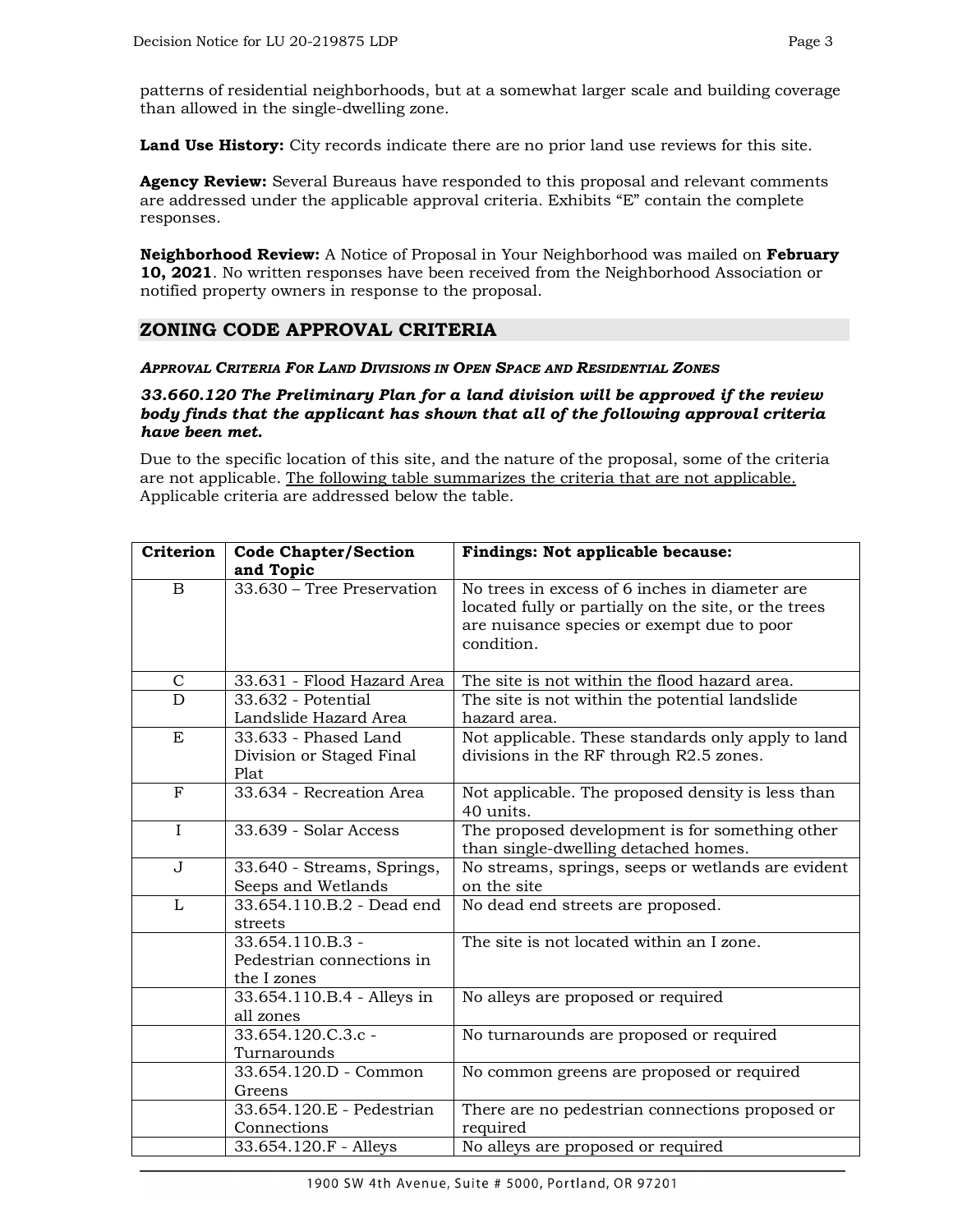patterns of residential neighborhoods, but at a somewhat larger scale and building coverage than allowed in the single-dwelling zone.

**Land Use History:** City records indicate there are no prior land use reviews for this site.

**Agency Review:** Several Bureaus have responded to this proposal and relevant comments are addressed under the applicable approval criteria. Exhibits "E" contain the complete responses.

**Neighborhood Review:** A Notice of Proposal in Your Neighborhood was mailed on **February 10, 2021**. No written responses have been received from the Neighborhood Association or notified property owners in response to the proposal.

## ZONING CODE APPROVAL CRITERIA

***APPROVAL CRITERIA FOR LAND DIVISIONS IN OPEN SPACE AND RESIDENTIAL ZONES***

***33.660.120 The Preliminary Plan for a land division will be approved if the review body finds that the applicant has shown that all of the following approval criteria have been met.***

Due to the specific location of this site, and the nature of the proposal, some of the criteria are not applicable. The following table summarizes the criteria that are not applicable. Applicable criteria are addressed below the table.

| Criterion | Code Chapter/Section and Topic | Findings: Not applicable because: |
|---|---|---|
| B | 33.630 – Tree Preservation | No trees in excess of 6 inches in diameter are located fully or partially on the site, or the trees are nuisance species or exempt due to poor condition. |
| C | 33.631 - Flood Hazard Area | The site is not within the flood hazard area. |
| D | 33.632 - Potential Landslide Hazard Area | The site is not within the potential landslide hazard area. |
| E | 33.633 - Phased Land Division or Staged Final Plat | Not applicable. These standards only apply to land divisions in the RF through R2.5 zones. |
| F | 33.634 - Recreation Area | Not applicable. The proposed density is less than 40 units. |
| I | 33.639 - Solar Access | The proposed development is for something other than single-dwelling detached homes. |
| J | 33.640 - Streams, Springs, Seeps and Wetlands | No streams, springs, seeps or wetlands are evident on the site |
| L | 33.654.110.B.2 - Dead end streets | No dead end streets are proposed. |
| | 33.654.110.B.3 - Pedestrian connections in the I zones | The site is not located within an I zone. |
| | 33.654.110.B.4 - Alleys in all zones | No alleys are proposed or required |
| | 33.654.120.C.3.c - Turnarounds | No turnarounds are proposed or required |
| | 33.654.120.D - Common Greens | No common greens are proposed or required |
| | 33.654.120.E - Pedestrian Connections | There are no pedestrian connections proposed or required |
| | 33.654.120.F - Alleys | No alleys are proposed or required |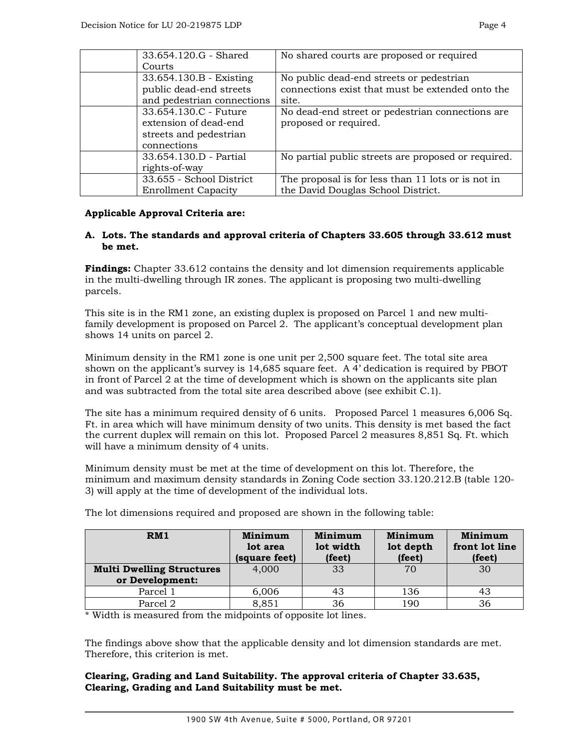| | | |
|---|---|---|
| | 33.654.120.G - Shared Courts | No shared courts are proposed or required |
| | 33.654.130.B - Existing public dead-end streets and pedestrian connections | No public dead-end streets or pedestrian connections exist that must be extended onto the site. |
| | 33.654.130.C - Future extension of dead-end streets and pedestrian connections | No dead-end street or pedestrian connections are proposed or required. |
| | 33.654.130.D - Partial rights-of-way | No partial public streets are proposed or required. |
| | 33.655 - School District Enrollment Capacity | The proposal is for less than 11 lots or is not in the David Douglas School District. |

**Applicable Approval Criteria are:**

**A. Lots. The standards and approval criteria of Chapters 33.605 through 33.612 must be met.**

**Findings:** Chapter 33.612 contains the density and lot dimension requirements applicable in the multi-dwelling through IR zones. The applicant is proposing two multi-dwelling parcels.

This site is in the RM1 zone, an existing duplex is proposed on Parcel 1 and new multi-family development is proposed on Parcel 2. The applicant's conceptual development plan shows 14 units on parcel 2.

Minimum density in the RM1 zone is one unit per 2,500 square feet. The total site area shown on the applicant's survey is 14,685 square feet. A 4' dedication is required by PBOT in front of Parcel 2 at the time of development which is shown on the applicants site plan and was subtracted from the total site area described above (see exhibit C.1).

The site has a minimum required density of 6 units. Proposed Parcel 1 measures 6,006 Sq. Ft. in area which will have minimum density of two units. This density is met based the fact the current duplex will remain on this lot. Proposed Parcel 2 measures 8,851 Sq. Ft. which will have a minimum density of 4 units.

Minimum density must be met at the time of development on this lot. Therefore, the minimum and maximum density standards in Zoning Code section 33.120.212.B (table 120-3) will apply at the time of development of the individual lots.

The lot dimensions required and proposed are shown in the following table:

| RM1 | Minimum lot area (square feet) | Minimum lot width (feet) | Minimum lot depth (feet) | Minimum front lot line (feet) |
|---|---|---|---|---|
| **Multi Dwelling Structures or Development:** | 4,000 | 33 | 70 | 30 |
| Parcel 1 | 6,006 | 43 | 136 | 43 |
| Parcel 2 | 8,851 | 36 | 190 | 36 |

\* Width is measured from the midpoints of opposite lot lines.

The findings above show that the applicable density and lot dimension standards are met. Therefore, this criterion is met.

**Clearing, Grading and Land Suitability. The approval criteria of Chapter 33.635, Clearing, Grading and Land Suitability must be met.**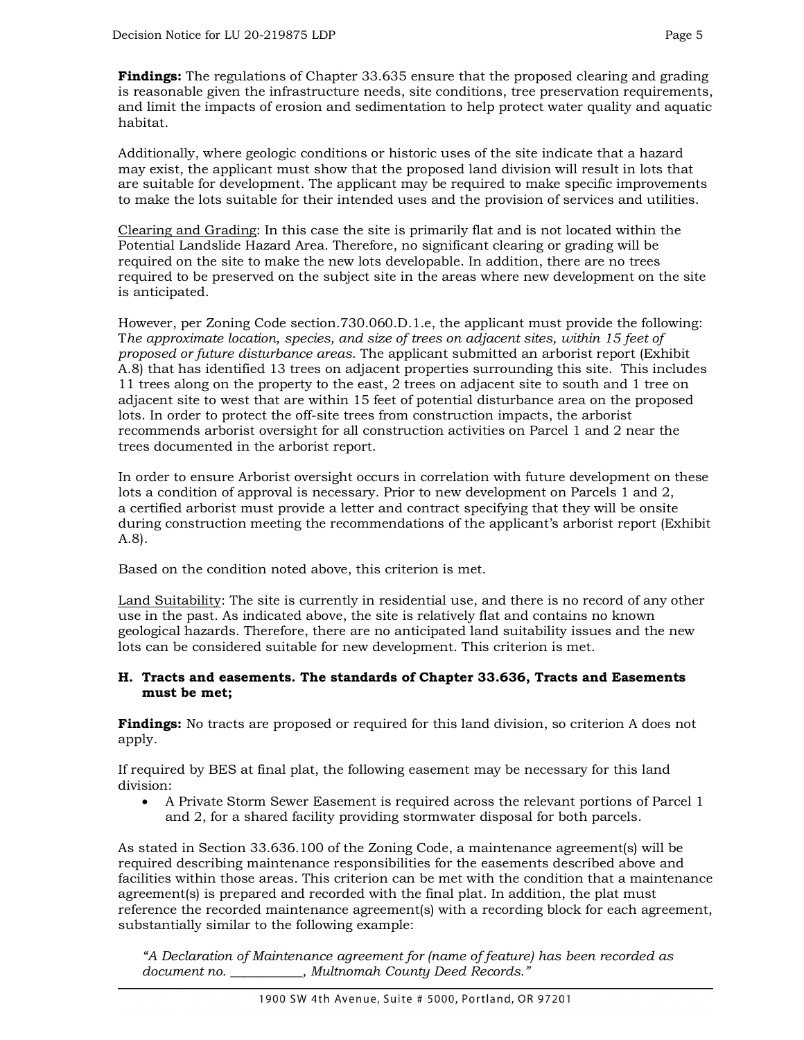**Findings:** The regulations of Chapter 33.635 ensure that the proposed clearing and grading is reasonable given the infrastructure needs, site conditions, tree preservation requirements, and limit the impacts of erosion and sedimentation to help protect water quality and aquatic habitat.

Additionally, where geologic conditions or historic uses of the site indicate that a hazard may exist, the applicant must show that the proposed land division will result in lots that are suitable for development. The applicant may be required to make specific improvements to make the lots suitable for their intended uses and the provision of services and utilities.

Clearing and Grading: In this case the site is primarily flat and is not located within the Potential Landslide Hazard Area. Therefore, no significant clearing or grading will be required on the site to make the new lots developable. In addition, there are no trees required to be preserved on the subject site in the areas where new development on the site is anticipated.

However, per Zoning Code section.730.060.D.1.e, the applicant must provide the following: T*he approximate location, species, and size of trees on adjacent sites, within 15 feet of proposed or future disturbance areas*. The applicant submitted an arborist report (Exhibit A.8) that has identified 13 trees on adjacent properties surrounding this site. This includes 11 trees along on the property to the east, 2 trees on adjacent site to south and 1 tree on adjacent site to west that are within 15 feet of potential disturbance area on the proposed lots. In order to protect the off-site trees from construction impacts, the arborist recommends arborist oversight for all construction activities on Parcel 1 and 2 near the trees documented in the arborist report.

In order to ensure Arborist oversight occurs in correlation with future development on these lots a condition of approval is necessary. Prior to new development on Parcels 1 and 2, a certified arborist must provide a letter and contract specifying that they will be onsite during construction meeting the recommendations of the applicant's arborist report (Exhibit A.8).

Based on the condition noted above, this criterion is met.

Land Suitability: The site is currently in residential use, and there is no record of any other use in the past. As indicated above, the site is relatively flat and contains no known geological hazards. Therefore, there are no anticipated land suitability issues and the new lots can be considered suitable for new development. This criterion is met.

**H. Tracts and easements. The standards of Chapter 33.636, Tracts and Easements must be met;**

**Findings:** No tracts are proposed or required for this land division, so criterion A does not apply.

If required by BES at final plat, the following easement may be necessary for this land division:

- A Private Storm Sewer Easement is required across the relevant portions of Parcel 1 and 2, for a shared facility providing stormwater disposal for both parcels.

As stated in Section 33.636.100 of the Zoning Code, a maintenance agreement(s) will be required describing maintenance responsibilities for the easements described above and facilities within those areas. This criterion can be met with the condition that a maintenance agreement(s) is prepared and recorded with the final plat. In addition, the plat must reference the recorded maintenance agreement(s) with a recording block for each agreement, substantially similar to the following example:

*"A Declaration of Maintenance agreement for (name of feature) has been recorded as document no. ___________, Multnomah County Deed Records."*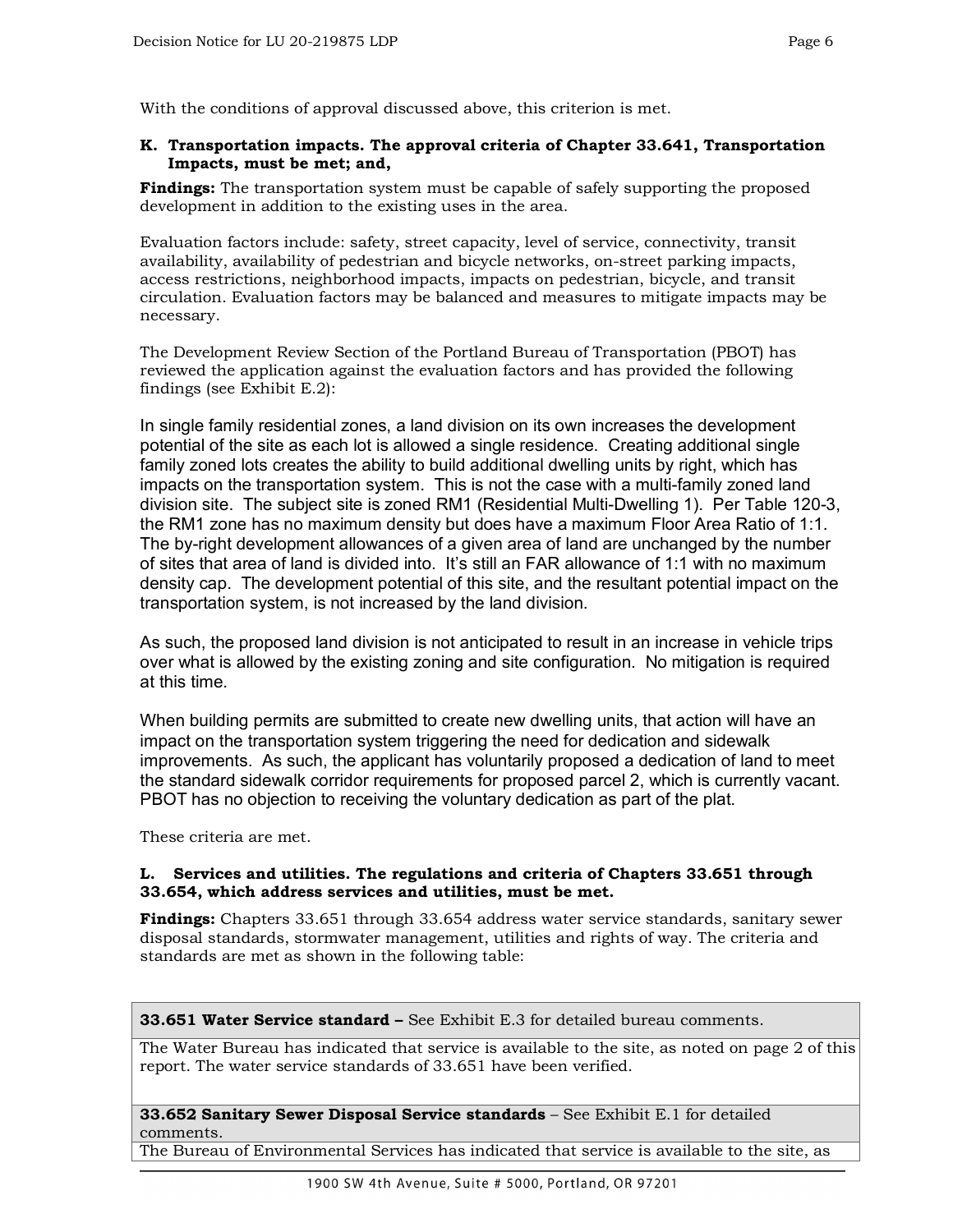With the conditions of approval discussed above, this criterion is met.

**K. Transportation impacts. The approval criteria of Chapter 33.641, Transportation Impacts, must be met; and,**

**Findings:** The transportation system must be capable of safely supporting the proposed development in addition to the existing uses in the area.

Evaluation factors include: safety, street capacity, level of service, connectivity, transit availability, availability of pedestrian and bicycle networks, on-street parking impacts, access restrictions, neighborhood impacts, impacts on pedestrian, bicycle, and transit circulation. Evaluation factors may be balanced and measures to mitigate impacts may be necessary.

The Development Review Section of the Portland Bureau of Transportation (PBOT) has reviewed the application against the evaluation factors and has provided the following findings (see Exhibit E.2):

In single family residential zones, a land division on its own increases the development potential of the site as each lot is allowed a single residence. Creating additional single family zoned lots creates the ability to build additional dwelling units by right, which has impacts on the transportation system. This is not the case with a multi-family zoned land division site. The subject site is zoned RM1 (Residential Multi-Dwelling 1). Per Table 120-3, the RM1 zone has no maximum density but does have a maximum Floor Area Ratio of 1:1. The by-right development allowances of a given area of land are unchanged by the number of sites that area of land is divided into. It's still an FAR allowance of 1:1 with no maximum density cap. The development potential of this site, and the resultant potential impact on the transportation system, is not increased by the land division.

As such, the proposed land division is not anticipated to result in an increase in vehicle trips over what is allowed by the existing zoning and site configuration. No mitigation is required at this time.

When building permits are submitted to create new dwelling units, that action will have an impact on the transportation system triggering the need for dedication and sidewalk improvements. As such, the applicant has voluntarily proposed a dedication of land to meet the standard sidewalk corridor requirements for proposed parcel 2, which is currently vacant. PBOT has no objection to receiving the voluntary dedication as part of the plat.

These criteria are met.

**L. Services and utilities. The regulations and criteria of Chapters 33.651 through 33.654, which address services and utilities, must be met.**

**Findings:** Chapters 33.651 through 33.654 address water service standards, sanitary sewer disposal standards, stormwater management, utilities and rights of way. The criteria and standards are met as shown in the following table:

| **33.651 Water Service standard –** See Exhibit E.3 for detailed bureau comments. |
|---|
| The Water Bureau has indicated that service is available to the site, as noted on page 2 of this report. The water service standards of 33.651 have been verified. |
| **33.652 Sanitary Sewer Disposal Service standards** – See Exhibit E.1 for detailed comments. |
| The Bureau of Environmental Services has indicated that service is available to the site, as |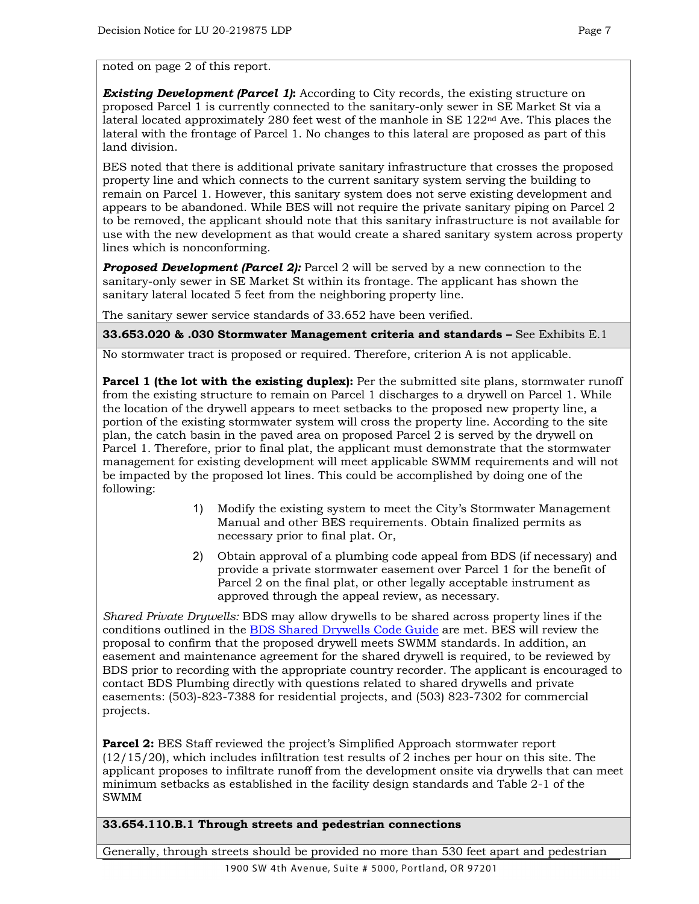noted on page 2 of this report.

***Existing Development (Parcel 1)*:** According to City records, the existing structure on proposed Parcel 1 is currently connected to the sanitary-only sewer in SE Market St via a lateral located approximately 280 feet west of the manhole in SE 122nd Ave. This places the lateral with the frontage of Parcel 1. No changes to this lateral are proposed as part of this land division.

BES noted that there is additional private sanitary infrastructure that crosses the proposed property line and which connects to the current sanitary system serving the building to remain on Parcel 1. However, this sanitary system does not serve existing development and appears to be abandoned. While BES will not require the private sanitary piping on Parcel 2 to be removed, the applicant should note that this sanitary infrastructure is not available for use with the new development as that would create a shared sanitary system across property lines which is nonconforming.

***Proposed Development (Parcel 2):*** Parcel 2 will be served by a new connection to the sanitary-only sewer in SE Market St within its frontage. The applicant has shown the sanitary lateral located 5 feet from the neighboring property line.

The sanitary sewer service standards of 33.652 have been verified.

**33.653.020 & .030 Stormwater Management criteria and standards –** See Exhibits E.1

No stormwater tract is proposed or required. Therefore, criterion A is not applicable.

**Parcel 1 (the lot with the existing duplex):** Per the submitted site plans, stormwater runoff from the existing structure to remain on Parcel 1 discharges to a drywell on Parcel 1. While the location of the drywell appears to meet setbacks to the proposed new property line, a portion of the existing stormwater system will cross the property line. According to the site plan, the catch basin in the paved area on proposed Parcel 2 is served by the drywell on Parcel 1. Therefore, prior to final plat, the applicant must demonstrate that the stormwater management for existing development will meet applicable SWMM requirements and will not be impacted by the proposed lot lines. This could be accomplished by doing one of the following:

1) Modify the existing system to meet the City's Stormwater Management Manual and other BES requirements. Obtain finalized permits as necessary prior to final plat. Or,
2) Obtain approval of a plumbing code appeal from BDS (if necessary) and provide a private stormwater easement over Parcel 1 for the benefit of Parcel 2 on the final plat, or other legally acceptable instrument as approved through the appeal review, as necessary.

*Shared Private Drywells:* BDS may allow drywells to be shared across property lines if the conditions outlined in the BDS Shared Drywells Code Guide are met. BES will review the proposal to confirm that the proposed drywell meets SWMM standards. In addition, an easement and maintenance agreement for the shared drywell is required, to be reviewed by BDS prior to recording with the appropriate country recorder. The applicant is encouraged to contact BDS Plumbing directly with questions related to shared drywells and private easements: (503)-823-7388 for residential projects, and (503) 823-7302 for commercial projects.

**Parcel 2:** BES Staff reviewed the project's Simplified Approach stormwater report (12/15/20), which includes infiltration test results of 2 inches per hour on this site. The applicant proposes to infiltrate runoff from the development onsite via drywells that can meet minimum setbacks as established in the facility design standards and Table 2-1 of the SWMM

**33.654.110.B.1 Through streets and pedestrian connections**

Generally, through streets should be provided no more than 530 feet apart and pedestrian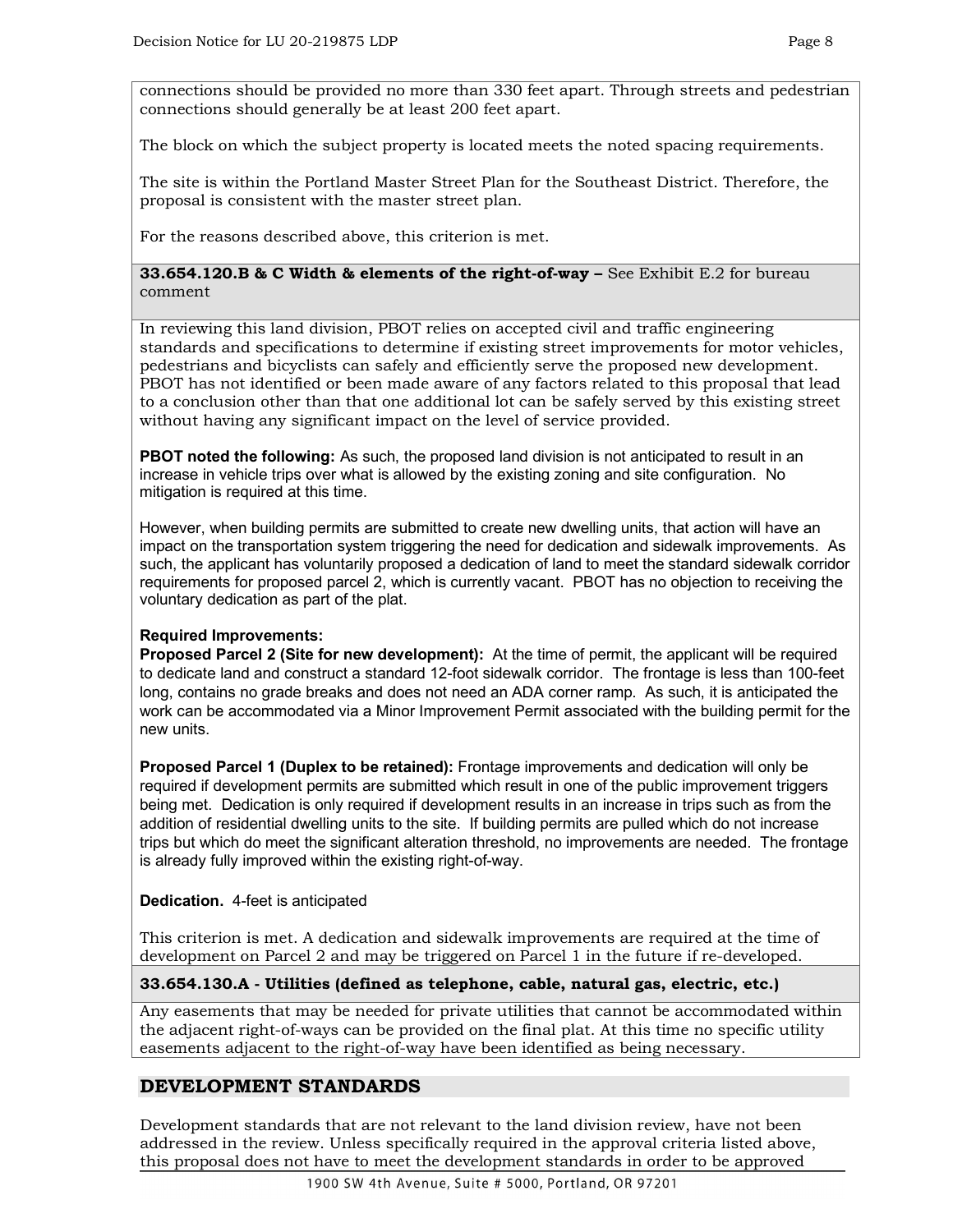connections should be provided no more than 330 feet apart. Through streets and pedestrian connections should generally be at least 200 feet apart.

The block on which the subject property is located meets the noted spacing requirements.

The site is within the Portland Master Street Plan for the Southeast District. Therefore, the proposal is consistent with the master street plan.

For the reasons described above, this criterion is met.

**33.654.120.B & C Width & elements of the right-of-way –** See Exhibit E.2 for bureau comment

In reviewing this land division, PBOT relies on accepted civil and traffic engineering standards and specifications to determine if existing street improvements for motor vehicles, pedestrians and bicyclists can safely and efficiently serve the proposed new development. PBOT has not identified or been made aware of any factors related to this proposal that lead to a conclusion other than that one additional lot can be safely served by this existing street without having any significant impact on the level of service provided.

**PBOT noted the following:** As such, the proposed land division is not anticipated to result in an increase in vehicle trips over what is allowed by the existing zoning and site configuration. No mitigation is required at this time.

However, when building permits are submitted to create new dwelling units, that action will have an impact on the transportation system triggering the need for dedication and sidewalk improvements. As such, the applicant has voluntarily proposed a dedication of land to meet the standard sidewalk corridor requirements for proposed parcel 2, which is currently vacant. PBOT has no objection to receiving the voluntary dedication as part of the plat.

**Required Improvements:**
**Proposed Parcel 2 (Site for new development):** At the time of permit, the applicant will be required to dedicate land and construct a standard 12-foot sidewalk corridor. The frontage is less than 100-feet long, contains no grade breaks and does not need an ADA corner ramp. As such, it is anticipated the work can be accommodated via a Minor Improvement Permit associated with the building permit for the new units.

**Proposed Parcel 1 (Duplex to be retained):** Frontage improvements and dedication will only be required if development permits are submitted which result in one of the public improvement triggers being met. Dedication is only required if development results in an increase in trips such as from the addition of residential dwelling units to the site. If building permits are pulled which do not increase trips but which do meet the significant alteration threshold, no improvements are needed. The frontage is already fully improved within the existing right-of-way.

**Dedication.** 4-feet is anticipated

This criterion is met. A dedication and sidewalk improvements are required at the time of development on Parcel 2 and may be triggered on Parcel 1 in the future if re-developed.

**33.654.130.A - Utilities (defined as telephone, cable, natural gas, electric, etc.)**

Any easements that may be needed for private utilities that cannot be accommodated within the adjacent right-of-ways can be provided on the final plat. At this time no specific utility easements adjacent to the right-of-way have been identified as being necessary.

## DEVELOPMENT STANDARDS

Development standards that are not relevant to the land division review, have not been addressed in the review. Unless specifically required in the approval criteria listed above, this proposal does not have to meet the development standards in order to be approved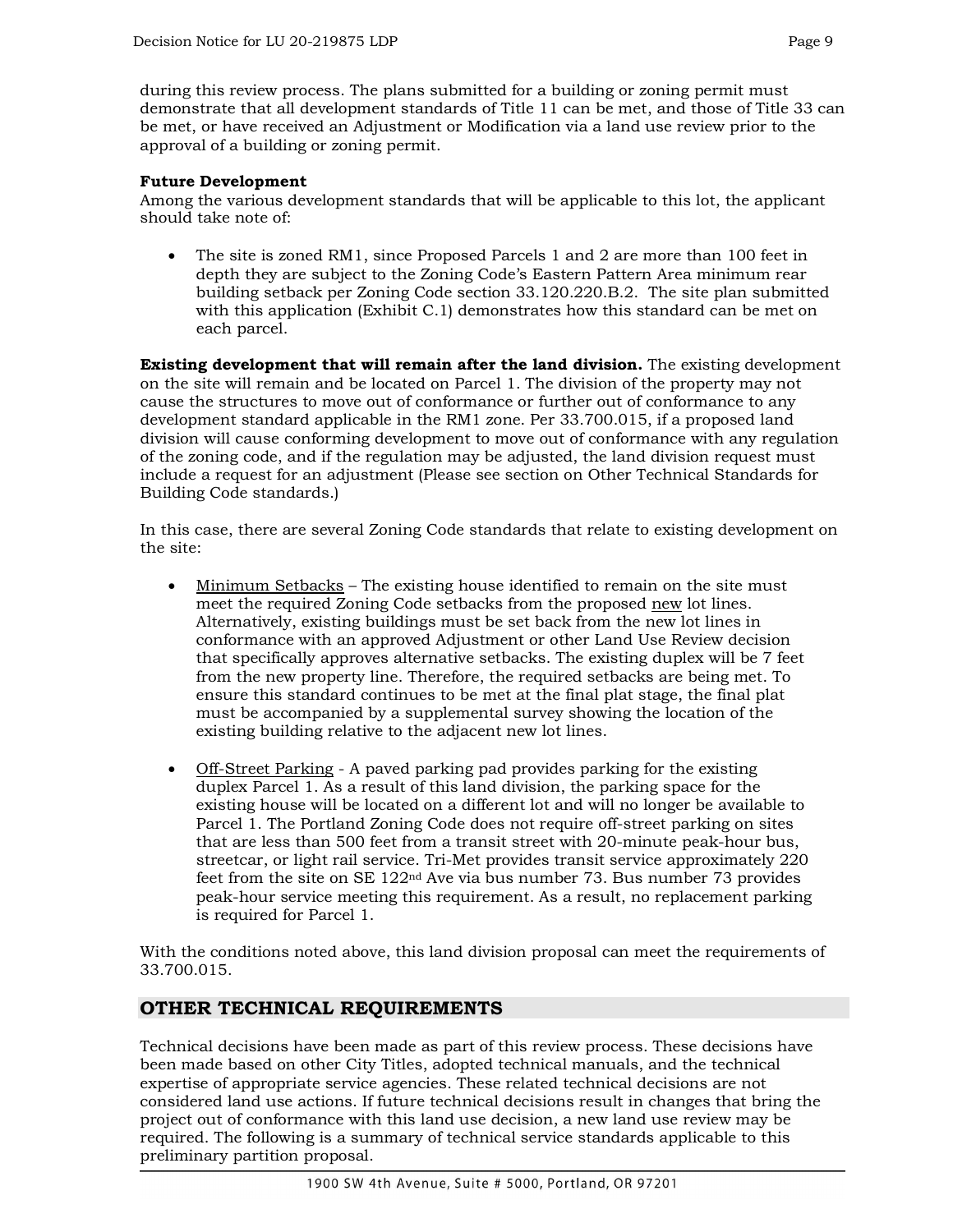during this review process. The plans submitted for a building or zoning permit must demonstrate that all development standards of Title 11 can be met, and those of Title 33 can be met, or have received an Adjustment or Modification via a land use review prior to the approval of a building or zoning permit.

**Future Development**
Among the various development standards that will be applicable to this lot, the applicant should take note of:

- The site is zoned RM1, since Proposed Parcels 1 and 2 are more than 100 feet in depth they are subject to the Zoning Code's Eastern Pattern Area minimum rear building setback per Zoning Code section 33.120.220.B.2. The site plan submitted with this application (Exhibit C.1) demonstrates how this standard can be met on each parcel.

**Existing development that will remain after the land division.** The existing development on the site will remain and be located on Parcel 1. The division of the property may not cause the structures to move out of conformance or further out of conformance to any development standard applicable in the RM1 zone. Per 33.700.015, if a proposed land division will cause conforming development to move out of conformance with any regulation of the zoning code, and if the regulation may be adjusted, the land division request must include a request for an adjustment (Please see section on Other Technical Standards for Building Code standards.)

In this case, there are several Zoning Code standards that relate to existing development on the site:

- Minimum Setbacks – The existing house identified to remain on the site must meet the required Zoning Code setbacks from the proposed new lot lines. Alternatively, existing buildings must be set back from the new lot lines in conformance with an approved Adjustment or other Land Use Review decision that specifically approves alternative setbacks. The existing duplex will be 7 feet from the new property line. Therefore, the required setbacks are being met. To ensure this standard continues to be met at the final plat stage, the final plat must be accompanied by a supplemental survey showing the location of the existing building relative to the adjacent new lot lines.

- Off-Street Parking - A paved parking pad provides parking for the existing duplex Parcel 1. As a result of this land division, the parking space for the existing house will be located on a different lot and will no longer be available to Parcel 1. The Portland Zoning Code does not require off-street parking on sites that are less than 500 feet from a transit street with 20-minute peak-hour bus, streetcar, or light rail service. Tri-Met provides transit service approximately 220 feet from the site on SE 122nd Ave via bus number 73. Bus number 73 provides peak-hour service meeting this requirement. As a result, no replacement parking is required for Parcel 1.

With the conditions noted above, this land division proposal can meet the requirements of 33.700.015.

## OTHER TECHNICAL REQUIREMENTS

Technical decisions have been made as part of this review process. These decisions have been made based on other City Titles, adopted technical manuals, and the technical expertise of appropriate service agencies. These related technical decisions are not considered land use actions. If future technical decisions result in changes that bring the project out of conformance with this land use decision, a new land use review may be required. The following is a summary of technical service standards applicable to this preliminary partition proposal.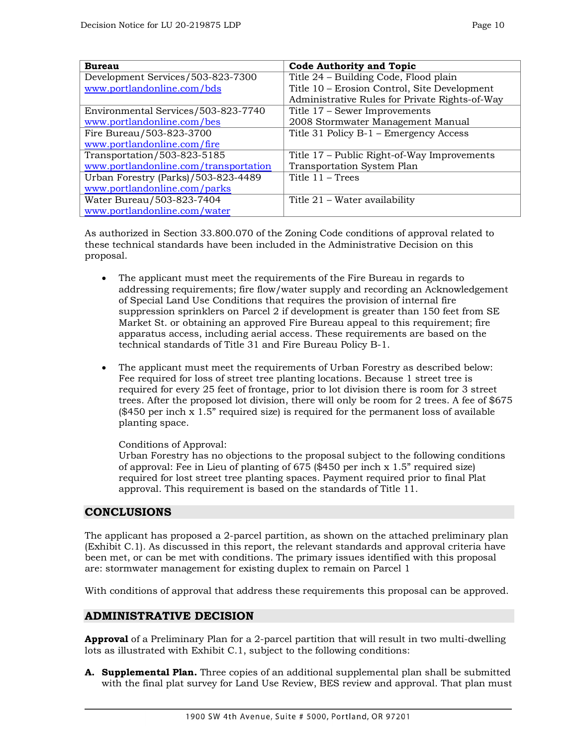| Bureau | Code Authority and Topic |
|---|---|
| Development Services/503-823-7300 www.portlandonline.com/bds | Title 24 – Building Code, Flood plain Title 10 – Erosion Control, Site Development Administrative Rules for Private Rights-of-Way |
| Environmental Services/503-823-7740 www.portlandonline.com/bes | Title 17 – Sewer Improvements 2008 Stormwater Management Manual |
| Fire Bureau/503-823-3700 www.portlandonline.com/fire | Title 31 Policy B-1 – Emergency Access |
| Transportation/503-823-5185 www.portlandonline.com/transportation | Title 17 – Public Right-of-Way Improvements Transportation System Plan |
| Urban Forestry (Parks)/503-823-4489 www.portlandonline.com/parks | Title 11 – Trees |
| Water Bureau/503-823-7404 www.portlandonline.com/water | Title 21 – Water availability |

As authorized in Section 33.800.070 of the Zoning Code conditions of approval related to these technical standards have been included in the Administrative Decision on this proposal.

- The applicant must meet the requirements of the Fire Bureau in regards to addressing requirements; fire flow/water supply and recording an Acknowledgement of Special Land Use Conditions that requires the provision of internal fire suppression sprinklers on Parcel 2 if development is greater than 150 feet from SE Market St. or obtaining an approved Fire Bureau appeal to this requirement; fire apparatus access, including aerial access. These requirements are based on the technical standards of Title 31 and Fire Bureau Policy B-1.

- The applicant must meet the requirements of Urban Forestry as described below: Fee required for loss of street tree planting locations. Because 1 street tree is required for every 25 feet of frontage, prior to lot division there is room for 3 street trees. After the proposed lot division, there will only be room for 2 trees. A fee of $675 ($450 per inch x 1.5" required size) is required for the permanent loss of available planting space.

  Conditions of Approval:
  Urban Forestry has no objections to the proposal subject to the following conditions of approval: Fee in Lieu of planting of 675 ($450 per inch x 1.5" required size) required for lost street tree planting spaces. Payment required prior to final Plat approval. This requirement is based on the standards of Title 11.

## CONCLUSIONS

The applicant has proposed a 2-parcel partition, as shown on the attached preliminary plan (Exhibit C.1). As discussed in this report, the relevant standards and approval criteria have been met, or can be met with conditions. The primary issues identified with this proposal are: stormwater management for existing duplex to remain on Parcel 1

With conditions of approval that address these requirements this proposal can be approved.

## ADMINISTRATIVE DECISION

**Approval** of a Preliminary Plan for a 2-parcel partition that will result in two multi-dwelling lots as illustrated with Exhibit C.1, subject to the following conditions:

**A. Supplemental Plan.** Three copies of an additional supplemental plan shall be submitted with the final plat survey for Land Use Review, BES review and approval. That plan must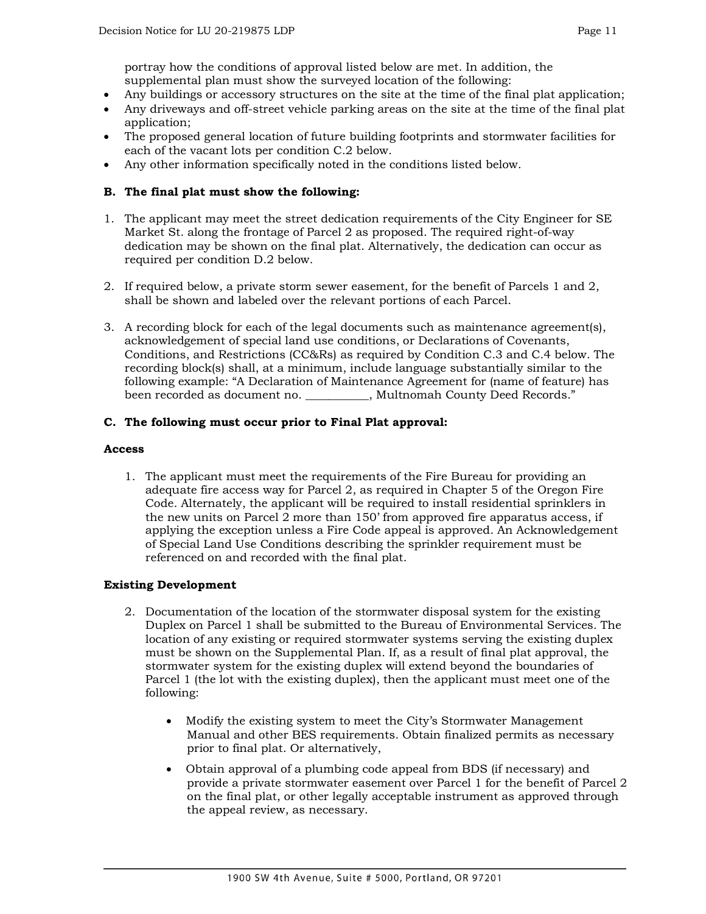portray how the conditions of approval listed below are met. In addition, the supplemental plan must show the surveyed location of the following:

- Any buildings or accessory structures on the site at the time of the final plat application;
- Any driveways and off-street vehicle parking areas on the site at the time of the final plat application;
- The proposed general location of future building footprints and stormwater facilities for each of the vacant lots per condition C.2 below.
- Any other information specifically noted in the conditions listed below.

**B. The final plat must show the following:**

1. The applicant may meet the street dedication requirements of the City Engineer for SE Market St. along the frontage of Parcel 2 as proposed. The required right-of-way dedication may be shown on the final plat. Alternatively, the dedication can occur as required per condition D.2 below.

2. If required below, a private storm sewer easement, for the benefit of Parcels 1 and 2, shall be shown and labeled over the relevant portions of each Parcel.

3. A recording block for each of the legal documents such as maintenance agreement(s), acknowledgement of special land use conditions, or Declarations of Covenants, Conditions, and Restrictions (CC&Rs) as required by Condition C.3 and C.4 below. The recording block(s) shall, at a minimum, include language substantially similar to the following example: "A Declaration of Maintenance Agreement for (name of feature) has been recorded as document no. ___________, Multnomah County Deed Records."

**C. The following must occur prior to Final Plat approval:**

**Access**

1. The applicant must meet the requirements of the Fire Bureau for providing an adequate fire access way for Parcel 2, as required in Chapter 5 of the Oregon Fire Code. Alternately, the applicant will be required to install residential sprinklers in the new units on Parcel 2 more than 150' from approved fire apparatus access, if applying the exception unless a Fire Code appeal is approved. An Acknowledgement of Special Land Use Conditions describing the sprinkler requirement must be referenced on and recorded with the final plat.

**Existing Development**

2. Documentation of the location of the stormwater disposal system for the existing Duplex on Parcel 1 shall be submitted to the Bureau of Environmental Services. The location of any existing or required stormwater systems serving the existing duplex must be shown on the Supplemental Plan. If, as a result of final plat approval, the stormwater system for the existing duplex will extend beyond the boundaries of Parcel 1 (the lot with the existing duplex), then the applicant must meet one of the following:

   - Modify the existing system to meet the City's Stormwater Management Manual and other BES requirements. Obtain finalized permits as necessary prior to final plat. Or alternatively,

   - Obtain approval of a plumbing code appeal from BDS (if necessary) and provide a private stormwater easement over Parcel 1 for the benefit of Parcel 2 on the final plat, or other legally acceptable instrument as approved through the appeal review, as necessary.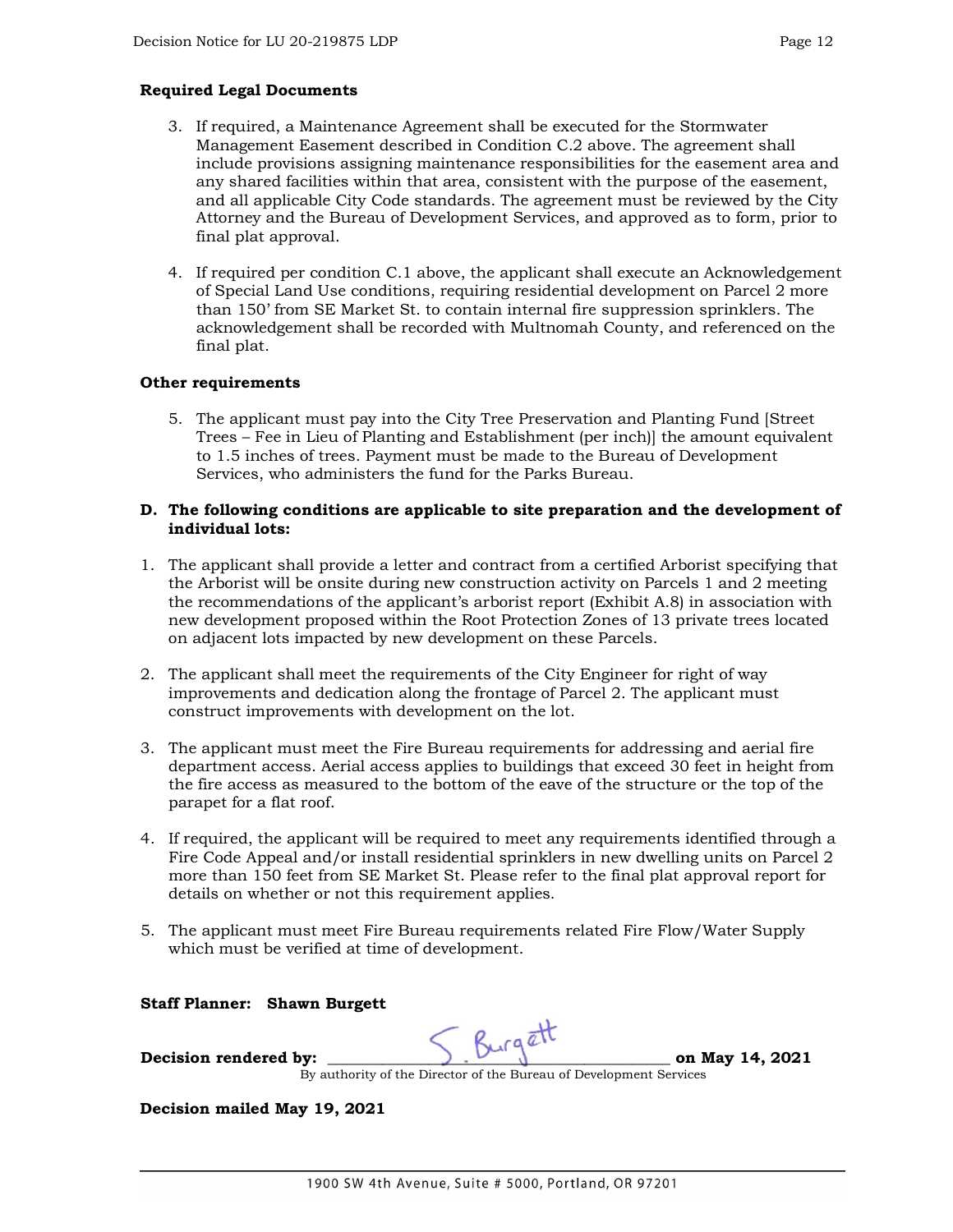**Required Legal Documents**

3. If required, a Maintenance Agreement shall be executed for the Stormwater Management Easement described in Condition C.2 above. The agreement shall include provisions assigning maintenance responsibilities for the easement area and any shared facilities within that area, consistent with the purpose of the easement, and all applicable City Code standards. The agreement must be reviewed by the City Attorney and the Bureau of Development Services, and approved as to form, prior to final plat approval.

4. If required per condition C.1 above, the applicant shall execute an Acknowledgement of Special Land Use conditions, requiring residential development on Parcel 2 more than 150' from SE Market St. to contain internal fire suppression sprinklers. The acknowledgement shall be recorded with Multnomah County, and referenced on the final plat.

**Other requirements**

5. The applicant must pay into the City Tree Preservation and Planting Fund [Street Trees – Fee in Lieu of Planting and Establishment (per inch)] the amount equivalent to 1.5 inches of trees. Payment must be made to the Bureau of Development Services, who administers the fund for the Parks Bureau.

**D. The following conditions are applicable to site preparation and the development of individual lots:**

1. The applicant shall provide a letter and contract from a certified Arborist specifying that the Arborist will be onsite during new construction activity on Parcels 1 and 2 meeting the recommendations of the applicant's arborist report (Exhibit A.8) in association with new development proposed within the Root Protection Zones of 13 private trees located on adjacent lots impacted by new development on these Parcels.

2. The applicant shall meet the requirements of the City Engineer for right of way improvements and dedication along the frontage of Parcel 2. The applicant must construct improvements with development on the lot.

3. The applicant must meet the Fire Bureau requirements for addressing and aerial fire department access. Aerial access applies to buildings that exceed 30 feet in height from the fire access as measured to the bottom of the eave of the structure or the top of the parapet for a flat roof.

4. If required, the applicant will be required to meet any requirements identified through a Fire Code Appeal and/or install residential sprinklers in new dwelling units on Parcel 2 more than 150 feet from SE Market St. Please refer to the final plat approval report for details on whether or not this requirement applies.

5. The applicant must meet Fire Bureau requirements related Fire Flow/Water Supply which must be verified at time of development.

**Staff Planner: Shawn Burgett**

**Decision rendered by:** S. Burgett **on May 14, 2021**

By authority of the Director of the Bureau of Development Services

**Decision mailed May 19, 2021**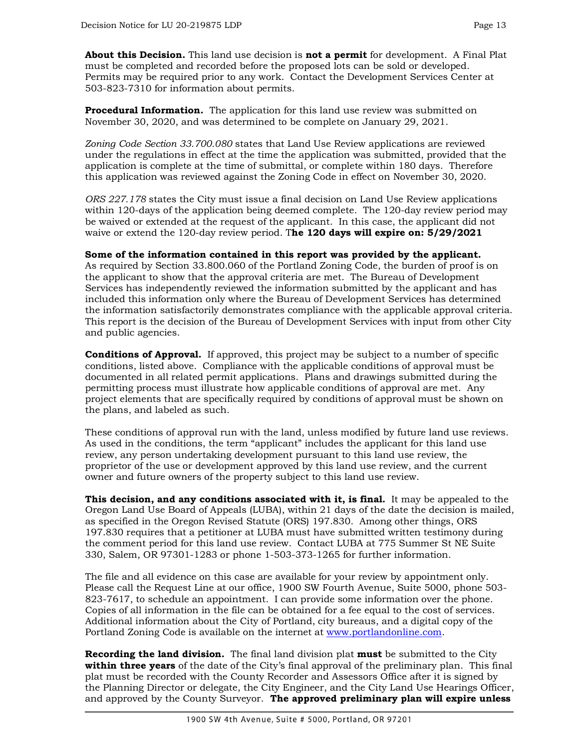**About this Decision.** This land use decision is **not a permit** for development. A Final Plat must be completed and recorded before the proposed lots can be sold or developed. Permits may be required prior to any work. Contact the Development Services Center at 503-823-7310 for information about permits.

**Procedural Information.** The application for this land use review was submitted on November 30, 2020, and was determined to be complete on January 29, 2021.

*Zoning Code Section 33.700.080* states that Land Use Review applications are reviewed under the regulations in effect at the time the application was submitted, provided that the application is complete at the time of submittal, or complete within 180 days. Therefore this application was reviewed against the Zoning Code in effect on November 30, 2020.

*ORS 227.178* states the City must issue a final decision on Land Use Review applications within 120-days of the application being deemed complete. The 120-day review period may be waived or extended at the request of the applicant. In this case, the applicant did not waive or extend the 120-day review period. T**he 120 days will expire on: 5/29/2021**

**Some of the information contained in this report was provided by the applicant.** As required by Section 33.800.060 of the Portland Zoning Code, the burden of proof is on the applicant to show that the approval criteria are met. The Bureau of Development Services has independently reviewed the information submitted by the applicant and has included this information only where the Bureau of Development Services has determined the information satisfactorily demonstrates compliance with the applicable approval criteria. This report is the decision of the Bureau of Development Services with input from other City and public agencies.

**Conditions of Approval.** If approved, this project may be subject to a number of specific conditions, listed above. Compliance with the applicable conditions of approval must be documented in all related permit applications. Plans and drawings submitted during the permitting process must illustrate how applicable conditions of approval are met. Any project elements that are specifically required by conditions of approval must be shown on the plans, and labeled as such.

These conditions of approval run with the land, unless modified by future land use reviews. As used in the conditions, the term "applicant" includes the applicant for this land use review, any person undertaking development pursuant to this land use review, the proprietor of the use or development approved by this land use review, and the current owner and future owners of the property subject to this land use review.

**This decision, and any conditions associated with it, is final.** It may be appealed to the Oregon Land Use Board of Appeals (LUBA), within 21 days of the date the decision is mailed, as specified in the Oregon Revised Statute (ORS) 197.830. Among other things, ORS 197.830 requires that a petitioner at LUBA must have submitted written testimony during the comment period for this land use review. Contact LUBA at 775 Summer St NE Suite 330, Salem, OR 97301-1283 or phone 1-503-373-1265 for further information.

The file and all evidence on this case are available for your review by appointment only. Please call the Request Line at our office, 1900 SW Fourth Avenue, Suite 5000, phone 503-823-7617, to schedule an appointment. I can provide some information over the phone. Copies of all information in the file can be obtained for a fee equal to the cost of services. Additional information about the City of Portland, city bureaus, and a digital copy of the Portland Zoning Code is available on the internet at [www.portlandonline.com](http://www.portlandonline.com).

**Recording the land division.** The final land division plat **must** be submitted to the City **within three years** of the date of the City's final approval of the preliminary plan. This final plat must be recorded with the County Recorder and Assessors Office after it is signed by the Planning Director or delegate, the City Engineer, and the City Land Use Hearings Officer, and approved by the County Surveyor. **The approved preliminary plan will expire unless**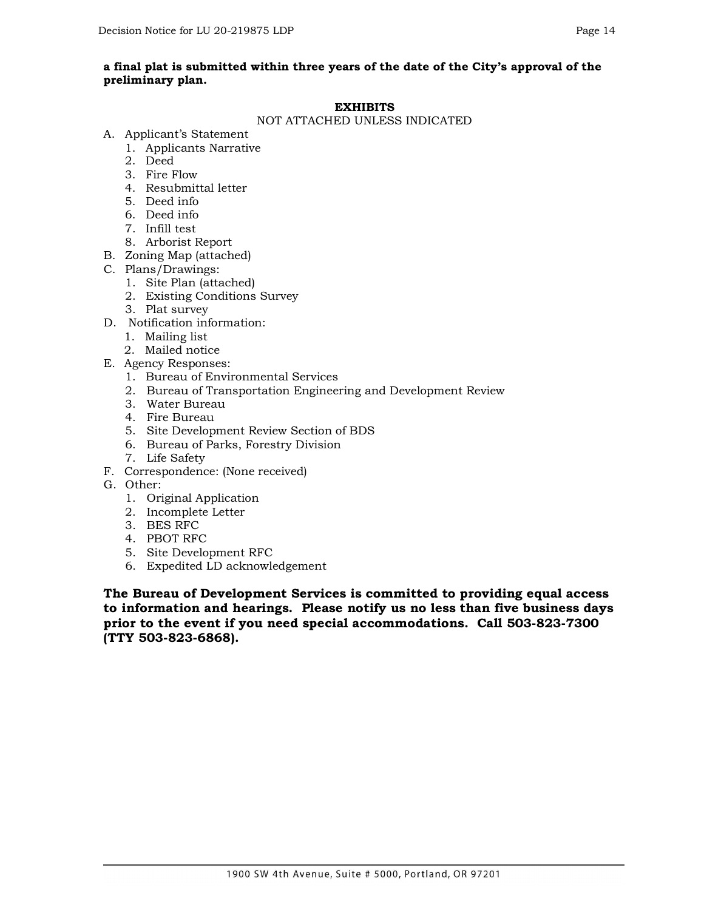**a final plat is submitted within three years of the date of the City's approval of the preliminary plan.**

## EXHIBITS

NOT ATTACHED UNLESS INDICATED

A. Applicant's Statement
   1. Applicants Narrative
   2. Deed
   3. Fire Flow
   4. Resubmittal letter
   5. Deed info
   6. Deed info
   7. Infill test
   8. Arborist Report

B. Zoning Map (attached)

C. Plans/Drawings:
   1. Site Plan (attached)
   2. Existing Conditions Survey
   3. Plat survey

D. Notification information:
   1. Mailing list
   2. Mailed notice

E. Agency Responses:
   1. Bureau of Environmental Services
   2. Bureau of Transportation Engineering and Development Review
   3. Water Bureau
   4. Fire Bureau
   5. Site Development Review Section of BDS
   6. Bureau of Parks, Forestry Division
   7. Life Safety

F. Correspondence: (None received)

G. Other:
   1. Original Application
   2. Incomplete Letter
   3. BES RFC
   4. PBOT RFC
   5. Site Development RFC
   6. Expedited LD acknowledgement

**The Bureau of Development Services is committed to providing equal access to information and hearings. Please notify us no less than five business days prior to the event if you need special accommodations. Call 503-823-7300 (TTY 503-823-6868).**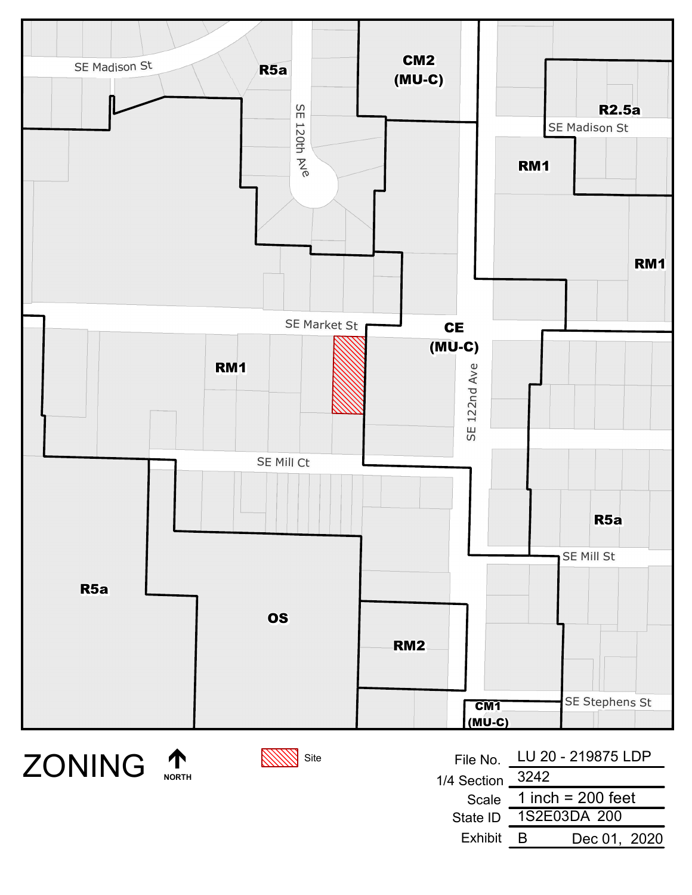SE Madison St

R5a

CM2 (MU-C)

SE 120th Ave

R2.5a

SE Madison St

RM1

RM1

SE Market St

CE (MU-C)

RM1

SE 122nd Ave

SE Mill Ct

R5a

SE Mill St

R5a

OS

RM2

SE Stephens St

CM1 (MU-C)

# ZONING

NORTH

Site

| | |
|---|---|
| File No. | LU 20 - 219875 LDP |
| 1/4 Section | 3242 |
| Scale | 1 inch = 200 feet |
| State ID | 1S2E03DA 200 |
| Exhibit | B Dec 01, 2020 |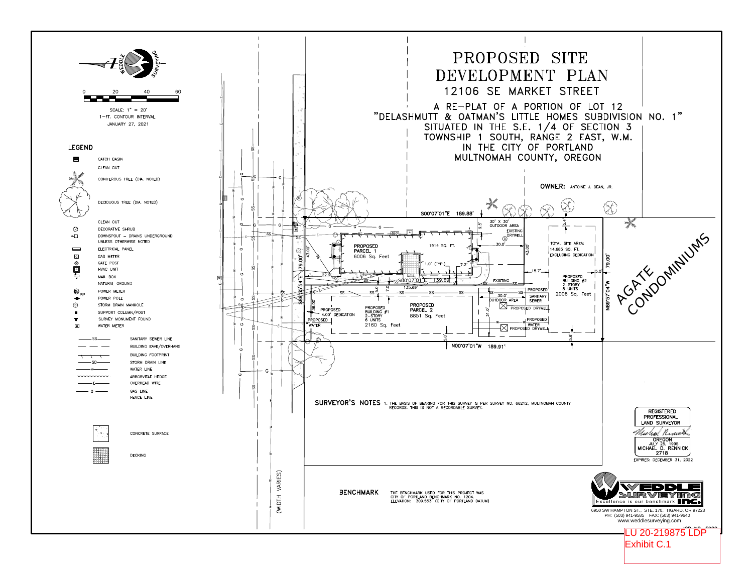# PROPOSED SITE DEVELOPMENT PLAN

## 12106 SE MARKET STREET

A RE-PLAT OF A PORTION OF LOT 12
"DELASHMUTT & OATMAN'S LITTLE HOMES SUBDIVISION NO. 1"
SITUATED IN THE S.E. 1/4 OF SECTION 3
TOWNSHIP 1 SOUTH, RANGE 2 EAST, W.M.
IN THE CITY OF PORTLAND
MULTNOMAH COUNTY, OREGON

**OWNER:** ANTOINE J. DEAN, JR.

WEDDLE SURVEYING

0 20 40 60

SCALE: 1" = 20'
1-FT. CONTOUR INTERVAL
JANUARY 27, 2021

## LEGEND

- CATCH BASIN
- CLEAN OUT
- CONIFEROUS TREE (DIA. NOTED)
- DECIDUOUS TREE (DIA. NOTED)
- CLEAN OUT
- DECORATIVE SHRUB
- DOWNSPOUT – DRAINS UNDERGROUND UNLESS OTHERWISE NOTED
- ELECTRICAL PANEL
- GAS METER
- GATE POST
- HVAC UNIT
- MAIL BOX
- NATURAL GROUND
- POWER METER
- POWER POLE
- STORM DRAIN MANHOLE
- SUPPORT COLUMN/POST
- SURVEY MONUMENT FOUND
- WATER METER
- SANITARY SEWER LINE
- BUILDING EAVE/OVERHANG
- BUILDING FOOTPRINT
- STORM DRAIN LINE
- WATER LINE
- ARBORVITAE HEDGE
- OVERHEAD WIRE
- GAS LINE
- FENCE LINE
- CONCRETE SURFACE
- DECKING

S00°07'01"E 189.88'

30' X 30' OUTDOOR AREA

EXISTING DRYWELL

PROPOSED PARCEL 1
6006 Sq. Feet

1914 SQ. FT.

1.0' (TYP.)

TOTAL SITE AREA:
14,685 SQ. FT.
EXCLUDING DEDICATION

PROPOSED BUILDING #2
2-STORY
8 UNITS
2006 Sq. Feet

EXISTING

S00°07'01"E 139.69'

135.69'

30.0' OUTDOOR AREA

SANITARY SEWER

PROPOSED DRYWELL

PROPOSED WATER

PROPOSED DRYWELL

PROPOSED 4.00' DEDICATION

PROPOSED WATER

PROPOSED BUILDING #1
2-STORY
6 UNITS
2160 Sq. Feet

PROPOSED PARCEL 2
8851 Sq. Feet

N00°07'01"W 189.91'

S89°55'54"E 79.00'

N89°57'04"W 79.00'

AGATE CONDOMINIUMS

(WIDTH VARIES)

**SURVEYOR'S NOTES** 1. THE BASIS OF BEARING FOR THIS SURVEY IS PER SURVEY NO. 66212, MULTNOMAH COUNTY RECORDS. THIS IS NOT A RECORDABLE SURVEY.

**BENCHMARK** THE BENCHMARK USED FOR THIS PROJECT WAS CITY OF PORTLAND BENCHMARK NO. 1204.
ELEVATION: 309.553' (CITY OF PORTLAND DATUM)

REGISTERED PROFESSIONAL LAND SURVEYOR
OREGON
JULY 25, 1995
MICHAEL D. RENNICK
2718
EXPIRES: DECEMBER 31, 2022

WEDDLE SURVEYING INC.
Excellence is our benchmark.
6950 SW HAMPTON ST., STE. 170, TIGARD, OR 97223
PH: (503) 941-9585 FAX: (503) 941-9640
www.weddlesurveying.com

LU 20-219875 LDP
Exhibit C.1